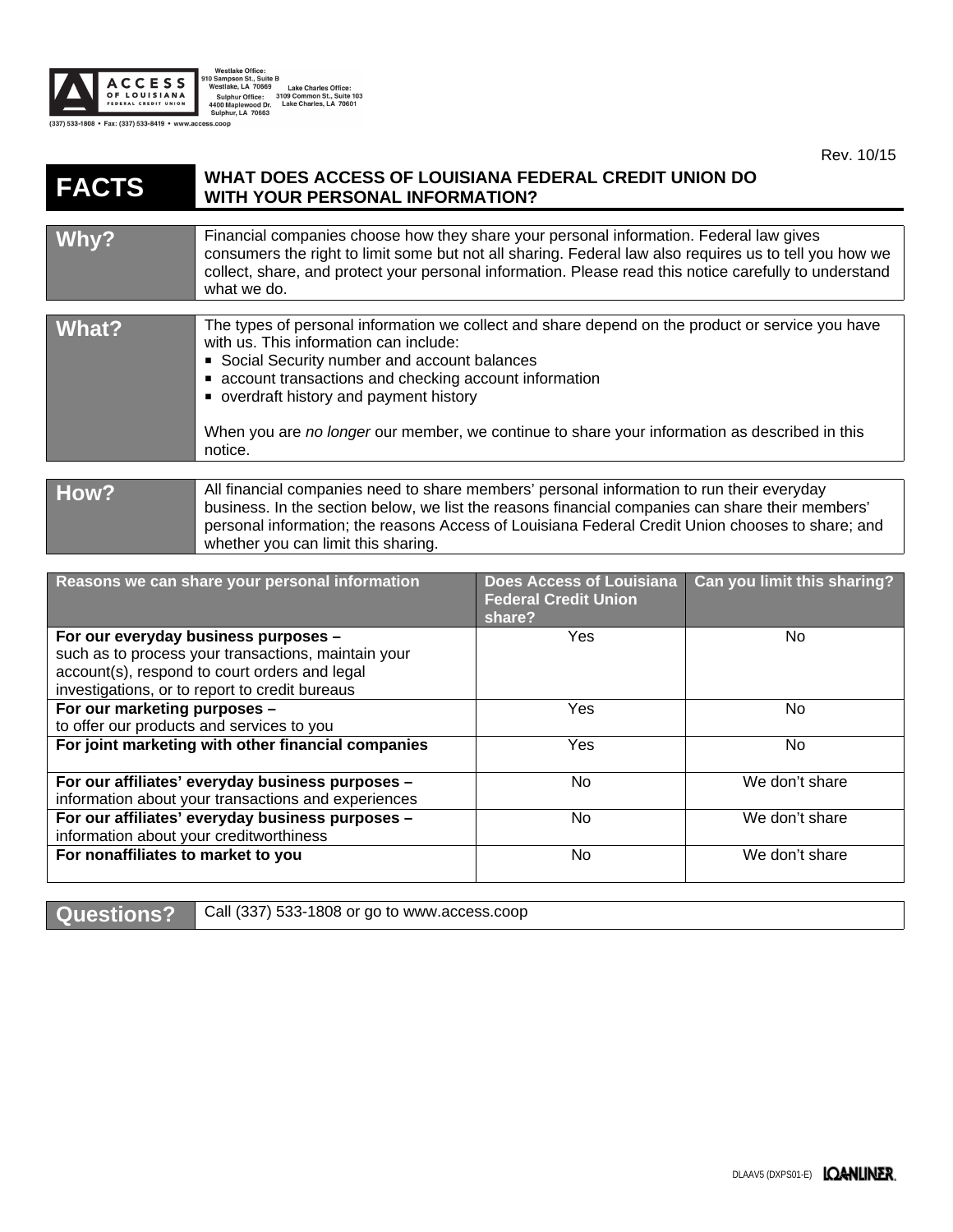**ACCESS OF LOUISIANA FEDERAL CREDIT UNION**

Westlake Office: 910 Sampson St., Suite B Westlake, LA 70669

Sulphur Office: 4400 Maplewood Dr. Sulphur, LA 70663

Lake Charles Office: 3109 Common St., Suite 103 Lake Charles, LA 70601

(337) 533-1808 • Fax: (337) 533-8419 • www.access.coop

Rev. 10/15

# FACTS — WHAT DOES ACCESS OF LOUISIANA FEDERAL CREDIT UNION DO WITH YOUR PERSONAL INFORMATION?

**Why?**

Financial companies choose how they share your personal information. Federal law gives consumers the right to limit some but not all sharing. Federal law also requires us to tell you how we collect, share, and protect your personal information. Please read this notice carefully to understand what we do.

**What?**

The types of personal information we collect and share depend on the product or service you have with us. This information can include:

- Social Security number and account balances
- account transactions and checking account information
- overdraft history and payment history

When you are *no longer* our member, we continue to share your information as described in this notice.

**How?**

All financial companies need to share members' personal information to run their everyday business. In the section below, we list the reasons financial companies can share their members' personal information; the reasons Access of Louisiana Federal Credit Union chooses to share; and whether you can limit this sharing.

| Reasons we can share your personal information | Does Access of Louisiana Federal Credit Union share? | Can you limit this sharing? |
|---|---|---|
| **For our everyday business purposes –** such as to process your transactions, maintain your account(s), respond to court orders and legal investigations, or to report to credit bureaus | Yes | No |
| **For our marketing purposes –** to offer our products and services to you | Yes | No |
| **For joint marketing with other financial companies** | Yes | No |
| **For our affiliates' everyday business purposes –** information about your transactions and experiences | No | We don't share |
| **For our affiliates' everyday business purposes –** information about your creditworthiness | No | We don't share |
| **For nonaffiliates to market to you** | No | We don't share |

**Questions?** Call (337) 533-1808 or go to www.access.coop

DLAAV5 (DXPS01-E) LOANLINER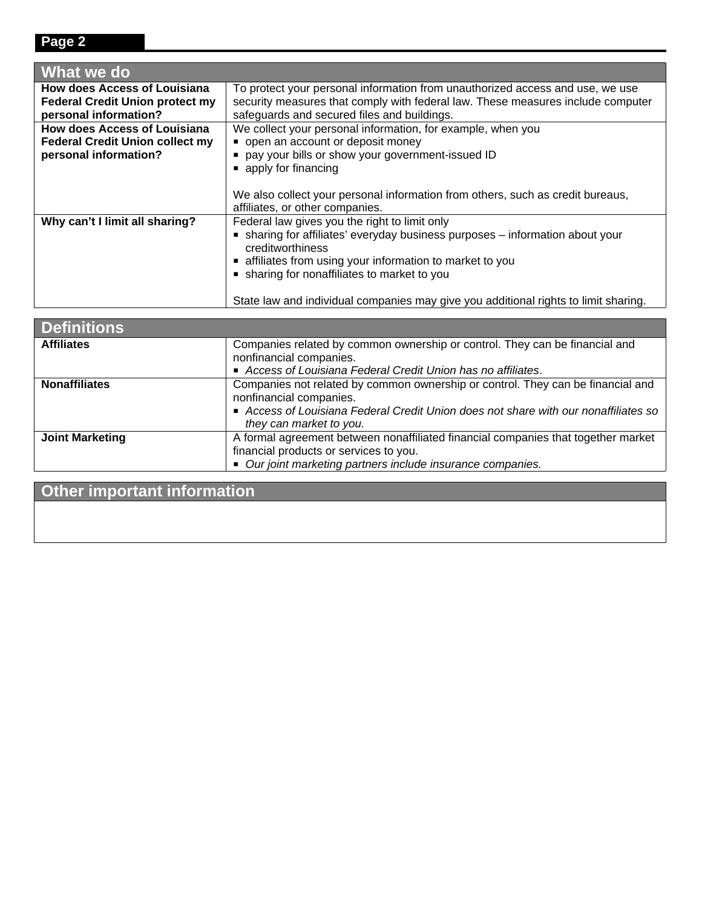| What we do | |
|---|---|
| **How does Access of Louisiana Federal Credit Union protect my personal information?** | To protect your personal information from unauthorized access and use, we use security measures that comply with federal law. These measures include computer safeguards and secured files and buildings. |
| **How does Access of Louisiana Federal Credit Union collect my personal information?** | We collect your personal information, for example, when you<br>▪ open an account or deposit money<br>▪ pay your bills or show your government-issued ID<br>▪ apply for financing<br><br>We also collect your personal information from others, such as credit bureaus, affiliates, or other companies. |
| **Why can't I limit all sharing?** | Federal law gives you the right to limit only<br>▪ sharing for affiliates' everyday business purposes – information about your creditworthiness<br>▪ affiliates from using your information to market to you<br>▪ sharing for nonaffiliates to market to you<br><br>State law and individual companies may give you additional rights to limit sharing. |

| Definitions | |
|---|---|
| **Affiliates** | Companies related by common ownership or control. They can be financial and nonfinancial companies.<br>▪ *Access of Louisiana Federal Credit Union has no affiliates*. |
| **Nonaffiliates** | Companies not related by common ownership or control. They can be financial and nonfinancial companies.<br>▪ *Access of Louisiana Federal Credit Union does not share with our nonaffiliates so they can market to you.* |
| **Joint Marketing** | A formal agreement between nonaffiliated financial companies that together market financial products or services to you.<br>▪ *Our joint marketing partners include insurance companies.* |

| Other important information |
|---|
| |